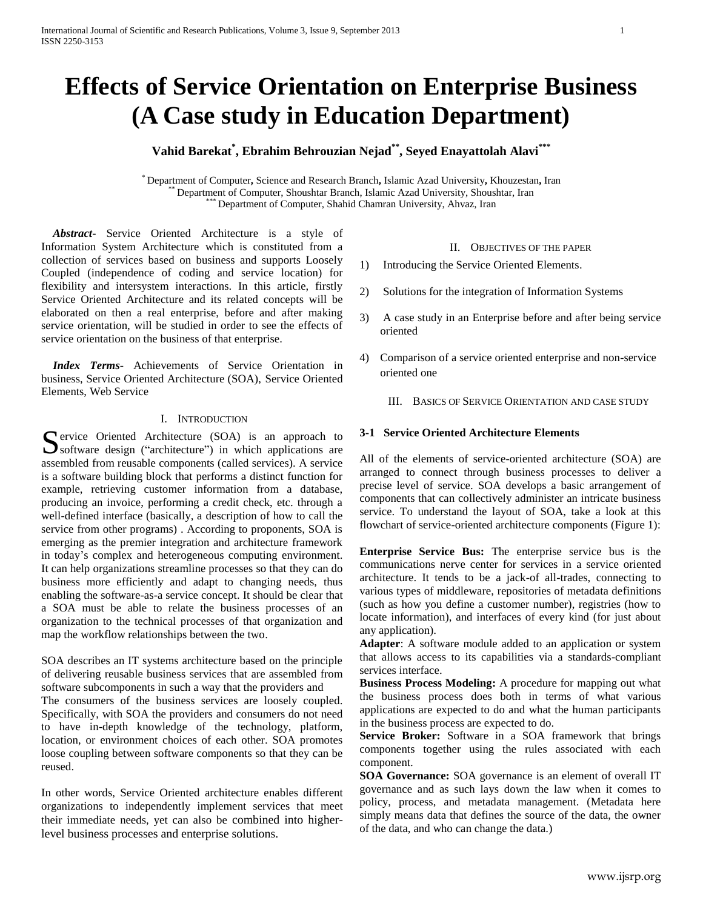# Effects of Service Orientation on Enterprise Business (A Case study in Education Department)

**Vahid Barekat[*], Ebrahim Behrouzian Nejad[**], Seyed Enayattolah Alavi[***]**

[*] Department of Computer, Science and Research Branch, Islamic Azad University, Khouzestan, Iran
[**] Department of Computer, Shoushtar Branch, Islamic Azad University, Shoushtar, Iran
[***] Department of Computer, Shahid Chamran University, Ahvaz, Iran

***Abstract-*** Service Oriented Architecture is a style of Information System Architecture which is constituted from a collection of services based on business and supports Loosely Coupled (independence of coding and service location) for flexibility and intersystem interactions. In this article, firstly Service Oriented Architecture and its related concepts will be elaborated on then a real enterprise, before and after making service orientation, will be studied in order to see the effects of service orientation on the business of that enterprise.

***Index Terms-*** Achievements of Service Orientation in business, Service Oriented Architecture (SOA), Service Oriented Elements, Web Service

## I. Introduction

Service Oriented Architecture (SOA) is an approach to software design ("architecture") in which applications are assembled from reusable components (called services). A service is a software building block that performs a distinct function for example, retrieving customer information from a database, producing an invoice, performing a credit check, etc. through a well-defined interface (basically, a description of how to call the service from other programs) . According to proponents, SOA is emerging as the premier integration and architecture framework in today's complex and heterogeneous computing environment. It can help organizations streamline processes so that they can do business more efficiently and adapt to changing needs, thus enabling the software-as-a service concept. It should be clear that a SOA must be able to relate the business processes of an organization to the technical processes of that organization and map the workflow relationships between the two.

SOA describes an IT systems architecture based on the principle of delivering reusable business services that are assembled from software subcomponents in such a way that the providers and The consumers of the business services are loosely coupled. Specifically, with SOA the providers and consumers do not need to have in-depth knowledge of the technology, platform, location, or environment choices of each other. SOA promotes loose coupling between software components so that they can be reused.

In other words, Service Oriented architecture enables different organizations to independently implement services that meet their immediate needs, yet can also be combined into higher-level business processes and enterprise solutions.

## II. Objectives of the paper

1) Introducing the Service Oriented Elements.
2) Solutions for the integration of Information Systems
3) A case study in an Enterprise before and after being service oriented
4) Comparison of a service oriented enterprise and non-service oriented one

## III. Basics of Service Orientation and case study

### 3-1 Service Oriented Architecture Elements

All of the elements of service-oriented architecture (SOA) are arranged to connect through business processes to deliver a precise level of service. SOA develops a basic arrangement of components that can collectively administer an intricate business service. To understand the layout of SOA, take a look at this flowchart of service-oriented architecture components (Figure 1):

**Enterprise Service Bus:** The enterprise service bus is the communications nerve center for services in a service oriented architecture. It tends to be a jack-of all-trades, connecting to various types of middleware, repositories of metadata definitions (such as how you define a customer number), registries (how to locate information), and interfaces of every kind (for just about any application).

**Adapter**: A software module added to an application or system that allows access to its capabilities via a standards-compliant services interface.

**Business Process Modeling:** A procedure for mapping out what the business process does both in terms of what various applications are expected to do and what the human participants in the business process are expected to do.

**Service Broker:** Software in a SOA framework that brings components together using the rules associated with each component.

**SOA Governance:** SOA governance is an element of overall IT governance and as such lays down the law when it comes to policy, process, and metadata management. (Metadata here simply means data that defines the source of the data, the owner of the data, and who can change the data.)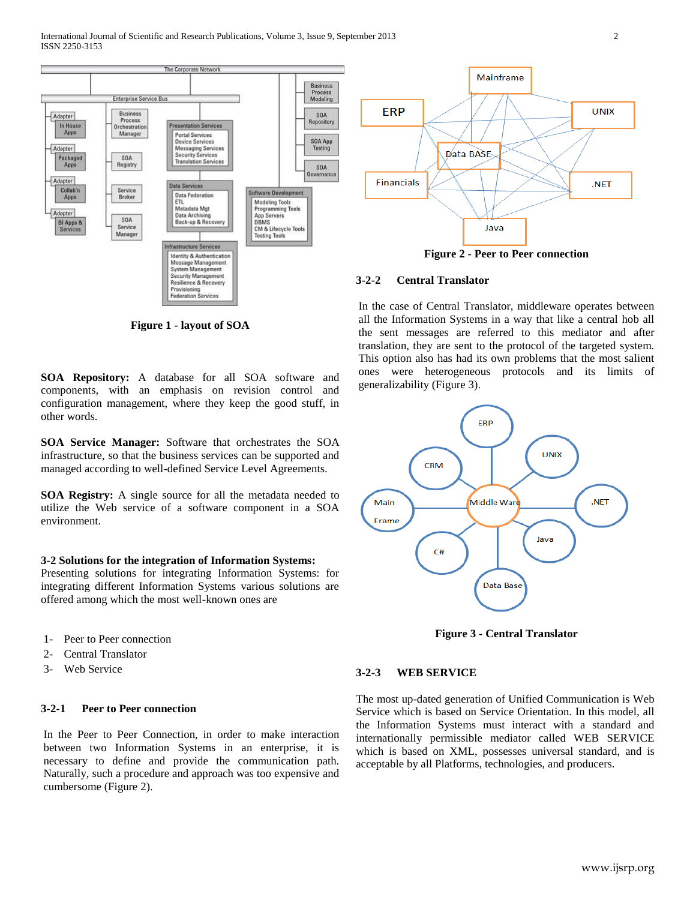Figure 1 - layout of SOA

**SOA Repository:** A database for all SOA software and components, with an emphasis on revision control and configuration management, where they keep the good stuff, in other words.

**SOA Service Manager:** Software that orchestrates the SOA infrastructure, so that the business services can be supported and managed according to well-defined Service Level Agreements.

**SOA Registry:** A single source for all the metadata needed to utilize the Web service of a software component in a SOA environment.

**3-2 Solutions for the integration of Information Systems:**
Presenting solutions for integrating Information Systems: for integrating different Information Systems various solutions are offered among which the most well-known ones are

1- Peer to Peer connection
2- Central Translator
3- Web Service

### 3-2-1 Peer to Peer connection

In the Peer to Peer Connection, in order to make interaction between two Information Systems in an enterprise, it is necessary to define and provide the communication path. Naturally, such a procedure and approach was too expensive and cumbersome (Figure 2).

Figure 2 - Peer to Peer connection

### 3-2-2 Central Translator

In the case of Central Translator, middleware operates between all the Information Systems in a way that like a central hob all the sent messages are referred to this mediator and after translation, they are sent to the protocol of the targeted system. This option also has had its own problems that the most salient ones were heterogeneous protocols and its limits of generalizability (Figure 3).

Figure 3 - Central Translator

### 3-2-3 WEB SERVICE

The most up-dated generation of Unified Communication is Web Service which is based on Service Orientation. In this model, all the Information Systems must interact with a standard and internationally permissible mediator called WEB SERVICE which is based on XML, possesses universal standard, and is acceptable by all Platforms, technologies, and producers.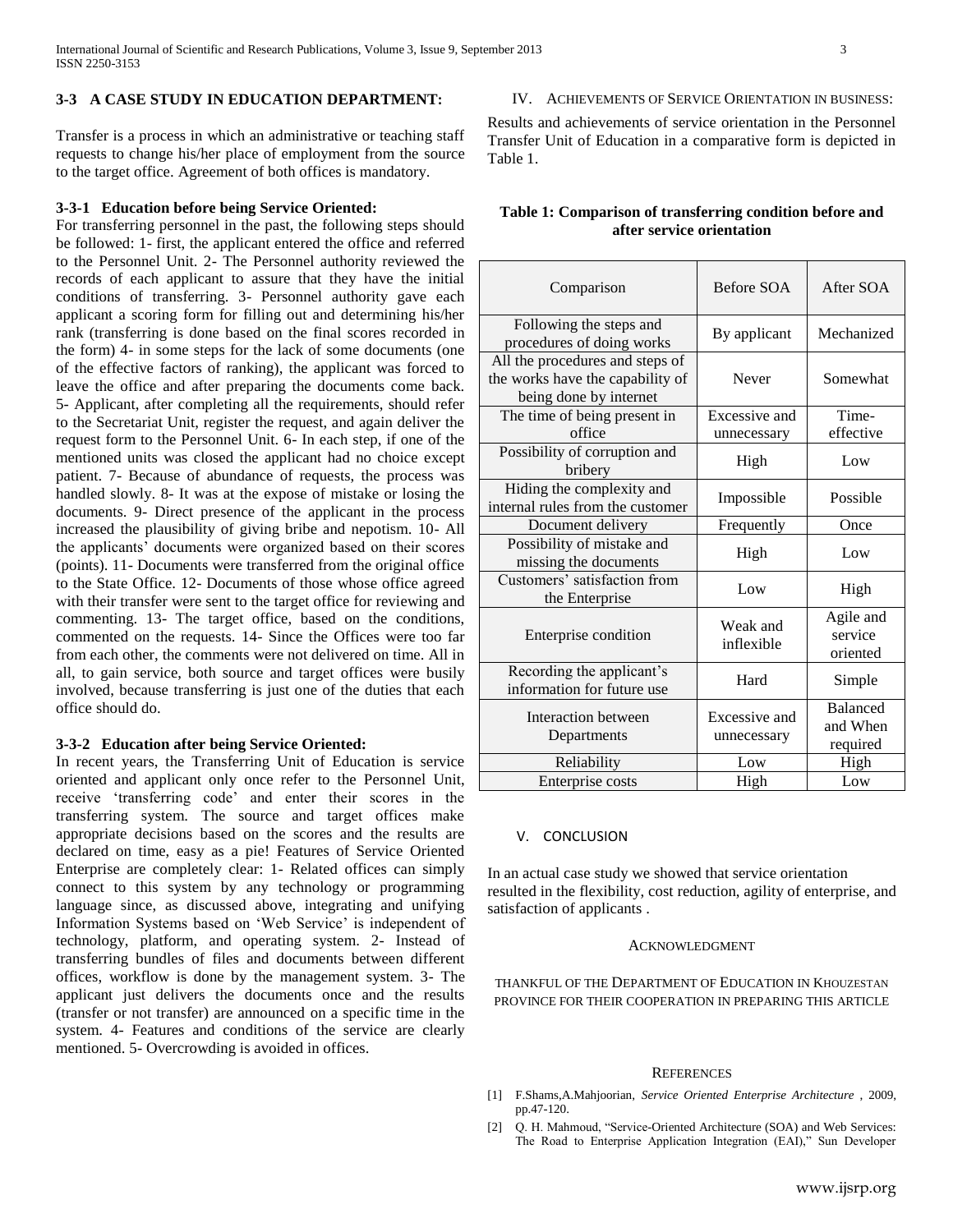### 3-3 A CASE STUDY IN EDUCATION DEPARTMENT:

Transfer is a process in which an administrative or teaching staff requests to change his/her place of employment from the source to the target office. Agreement of both offices is mandatory.

#### 3-3-1 Education before being Service Oriented:

For transferring personnel in the past, the following steps should be followed: 1- first, the applicant entered the office and referred to the Personnel Unit. 2- The Personnel authority reviewed the records of each applicant to assure that they have the initial conditions of transferring. 3- Personnel authority gave each applicant a scoring form for filling out and determining his/her rank (transferring is done based on the final scores recorded in the form) 4- in some steps for the lack of some documents (one of the effective factors of ranking), the applicant was forced to leave the office and after preparing the documents come back. 5- Applicant, after completing all the requirements, should refer to the Secretariat Unit, register the request, and again deliver the request form to the Personnel Unit. 6- In each step, if one of the mentioned units was closed the applicant had no choice except patient. 7- Because of abundance of requests, the process was handled slowly. 8- It was at the expose of mistake or losing the documents. 9- Direct presence of the applicant in the process increased the plausibility of giving bribe and nepotism. 10- All the applicants' documents were organized based on their scores (points). 11- Documents were transferred from the original office to the State Office. 12- Documents of those whose office agreed with their transfer were sent to the target office for reviewing and commenting. 13- The target office, based on the conditions, commented on the requests. 14- Since the Offices were too far from each other, the comments were not delivered on time. All in all, to gain service, both source and target offices were busily involved, because transferring is just one of the duties that each office should do.

#### 3-3-2 Education after being Service Oriented:

In recent years, the Transferring Unit of Education is service oriented and applicant only once refer to the Personnel Unit, receive 'transferring code' and enter their scores in the transferring system. The source and target offices make appropriate decisions based on the scores and the results are declared on time, easy as a pie! Features of Service Oriented Enterprise are completely clear: 1- Related offices can simply connect to this system by any technology or programming language since, as discussed above, integrating and unifying Information Systems based on 'Web Service' is independent of technology, platform, and operating system. 2- Instead of transferring bundles of files and documents between different offices, workflow is done by the management system. 3- The applicant just delivers the documents once and the results (transfer or not transfer) are announced on a specific time in the system. 4- Features and conditions of the service are clearly mentioned. 5- Overcrowding is avoided in offices.

## IV. ACHIEVEMENTS OF SERVICE ORIENTATION IN BUSINESS:

Results and achievements of service orientation in the Personnel Transfer Unit of Education in a comparative form is depicted in Table 1.

**Table 1: Comparison of transferring condition before and after service orientation**

| Comparison | Before SOA | After SOA |
|---|---|---|
| Following the steps and procedures of doing works | By applicant | Mechanized |
| All the procedures and steps of the works have the capability of being done by internet | Never | Somewhat |
| The time of being present in office | Excessive and unnecessary | Time-effective |
| Possibility of corruption and bribery | High | Low |
| Hiding the complexity and internal rules from the customer | Impossible | Possible |
| Document delivery | Frequently | Once |
| Possibility of mistake and missing the documents | High | Low |
| Customers' satisfaction from the Enterprise | Low | High |
| Enterprise condition | Weak and inflexible | Agile and service oriented |
| Recording the applicant's information for future use | Hard | Simple |
| Interaction between Departments | Excessive and unnecessary | Balanced and When required |
| Reliability | Low | High |
| Enterprise costs | High | Low |

## V. CONCLUSION

In an actual case study we showed that service orientation resulted in the flexibility, cost reduction, agility of enterprise, and satisfaction of applicants .

## ACKNOWLEDGMENT

THANKFUL OF THE DEPARTMENT OF EDUCATION IN KHOUZESTAN PROVINCE FOR THEIR COOPERATION IN PREPARING THIS ARTICLE

## REFERENCES

[1] F.Shams,A.Mahjoorian, *Service Oriented Enterprise Architecture* , 2009, pp.47-120.

[2] Q. H. Mahmoud, "Service-Oriented Architecture (SOA) and Web Services: The Road to Enterprise Application Integration (EAI)," Sun Developer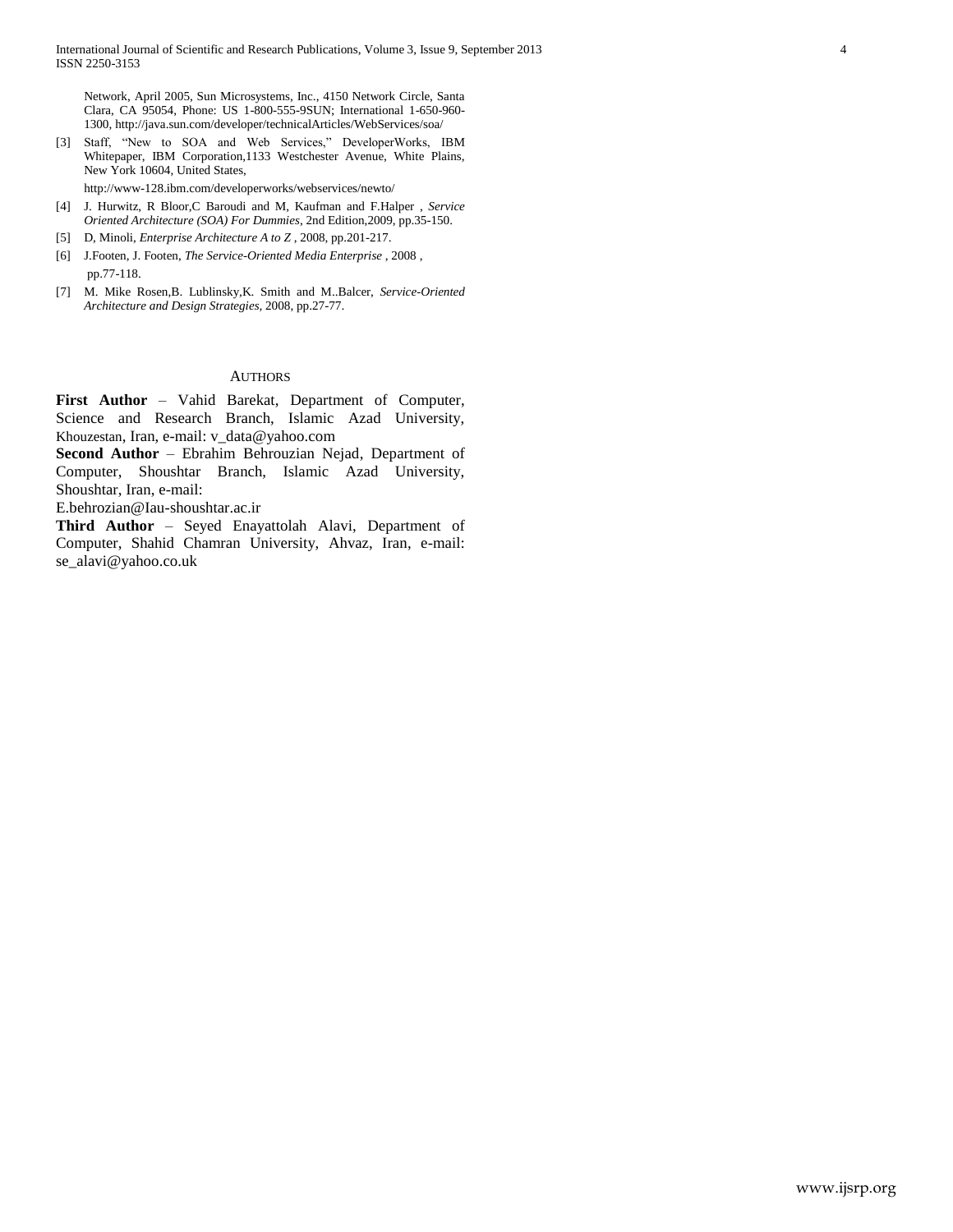Network, April 2005, Sun Microsystems, Inc., 4150 Network Circle, Santa Clara, CA 95054, Phone: US 1-800-555-9SUN; International 1-650-960-1300, http://java.sun.com/developer/technicalArticles/WebServices/soa/

[3] Staff, "New to SOA and Web Services," DeveloperWorks, IBM Whitepaper, IBM Corporation,1133 Westchester Avenue, White Plains, New York 10604, United States, http://www-128.ibm.com/developerworks/webservices/newto/

[4] J. Hurwitz, R Bloor,C Baroudi and M, Kaufman and F.Halper , *Service Oriented Architecture (SOA) For Dummies*, 2nd Edition,2009, pp.35-150.

[5] D, Minoli, *Enterprise Architecture A to Z* , 2008, pp.201-217.

[6] J.Footen, J. Footen, *The Service-Oriented Media Enterprise* , 2008 , pp.77-118.

[7] M. Mike Rosen,B. Lublinsky,K. Smith and M..Balcer, *Service-Oriented Architecture and Design Strategies*, 2008, pp.27-77.

## AUTHORS

**First Author** – Vahid Barekat, Department of Computer, Science and Research Branch, Islamic Azad University, Khouzestan, Iran, e-mail: v_data@yahoo.com

**Second Author** – Ebrahim Behrouzian Nejad, Department of Computer, Shoushtar Branch, Islamic Azad University, Shoushtar, Iran, e-mail: E.behrozian@Iau-shoushtar.ac.ir

**Third Author** – Seyed Enayattolah Alavi, Department of Computer, Shahid Chamran University, Ahvaz, Iran, e-mail: se_alavi@yahoo.co.uk